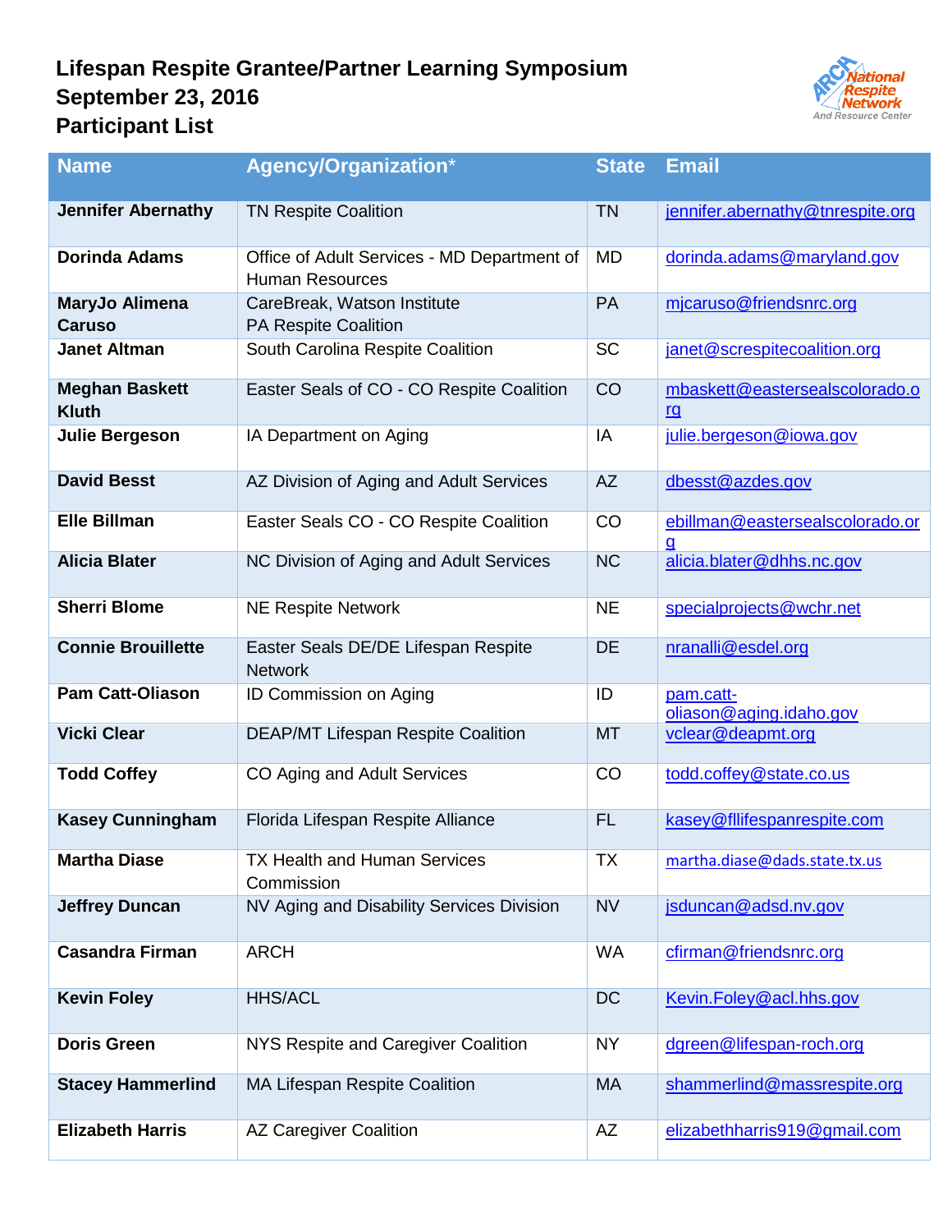# Lifespan Respite Grantee/Partner Learning Symposium
# September 23, 2016
# Participant List

| Name | Agency/Organization* | State | Email |
|---|---|---|---|
| **Jennifer Abernathy** | TN Respite Coalition | TN | jennifer.abernathy@tnrespite.org |
| **Dorinda Adams** | Office of Adult Services - MD Department of Human Resources | MD | dorinda.adams@maryland.gov |
| **MaryJo Alimena Caruso** | CareBreak, Watson Institute PA Respite Coalition | PA | mjcaruso@friendsnrc.org |
| **Janet Altman** | South Carolina Respite Coalition | SC | janet@screspitecoalition.org |
| **Meghan Baskett Kluth** | Easter Seals of CO - CO Respite Coalition | CO | mbaskett@eastersealscolorado.org |
| **Julie Bergeson** | IA Department on Aging | IA | julie.bergeson@iowa.gov |
| **David Besst** | AZ Division of Aging and Adult Services | AZ | dbesst@azdes.gov |
| **Elle Billman** | Easter Seals CO - CO Respite Coalition | CO | ebillman@eastersealscolorado.org |
| **Alicia Blater** | NC Division of Aging and Adult Services | NC | alicia.blater@dhhs.nc.gov |
| **Sherri Blome** | NE Respite Network | NE | specialprojects@wchr.net |
| **Connie Brouillette** | Easter Seals DE/DE Lifespan Respite Network | DE | nranalli@esdel.org |
| **Pam Catt-Oliason** | ID Commission on Aging | ID | pam.catt-oliason@aging.idaho.gov |
| **Vicki Clear** | DEAP/MT Lifespan Respite Coalition | MT | vclear@deapmt.org |
| **Todd Coffey** | CO Aging and Adult Services | CO | todd.coffey@state.co.us |
| **Kasey Cunningham** | Florida Lifespan Respite Alliance | FL | kasey@fllifespanrespite.com |
| **Martha Diase** | TX Health and Human Services Commission | TX | martha.diase@dads.state.tx.us |
| **Jeffrey Duncan** | NV Aging and Disability Services Division | NV | jsduncan@adsd.nv.gov |
| **Casandra Firman** | ARCH | WA | cfirman@friendsnrc.org |
| **Kevin Foley** | HHS/ACL | DC | Kevin.Foley@acl.hhs.gov |
| **Doris Green** | NYS Respite and Caregiver Coalition | NY | dgreen@lifespan-roch.org |
| **Stacey Hammerlind** | MA Lifespan Respite Coalition | MA | shammerlind@massrespite.org |
| **Elizabeth Harris** | AZ Caregiver Coalition | AZ | elizabethharris919@gmail.com |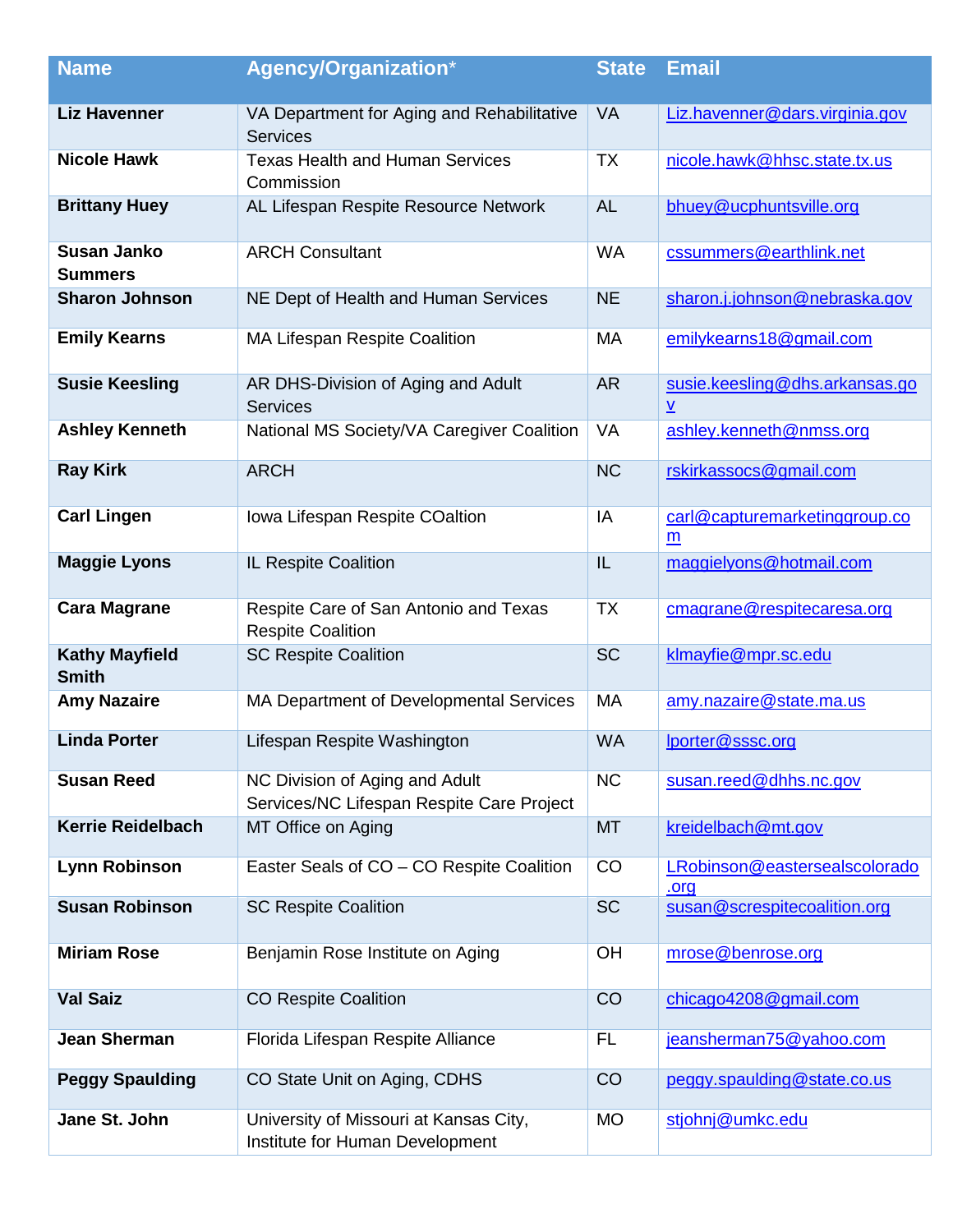| Name | Agency/Organization* | State | Email |
|---|---|---|---|
| **Liz Havenner** | VA Department for Aging and Rehabilitative Services | VA | Liz.havenner@dars.virginia.gov |
| **Nicole Hawk** | Texas Health and Human Services Commission | TX | nicole.hawk@hhsc.state.tx.us |
| **Brittany Huey** | AL Lifespan Respite Resource Network | AL | bhuey@ucphuntsville.org |
| **Susan Janko Summers** | ARCH Consultant | WA | cssummers@earthlink.net |
| **Sharon Johnson** | NE Dept of Health and Human Services | NE | sharon.j.johnson@nebraska.gov |
| **Emily Kearns** | MA Lifespan Respite Coalition | MA | emilykearns18@gmail.com |
| **Susie Keesling** | AR DHS-Division of Aging and Adult Services | AR | susie.keesling@dhs.arkansas.gov |
| **Ashley Kenneth** | National MS Society/VA Caregiver Coalition | VA | ashley.kenneth@nmss.org |
| **Ray Kirk** | ARCH | NC | rskirkassocs@gmail.com |
| **Carl Lingen** | Iowa Lifespan Respite COaltion | IA | carl@capturemarketinggroup.com |
| **Maggie Lyons** | IL Respite Coalition | IL | maggielyons@hotmail.com |
| **Cara Magrane** | Respite Care of San Antonio and Texas Respite Coalition | TX | cmagrane@respitecaresa.org |
| **Kathy Mayfield Smith** | SC Respite Coalition | SC | klmayfie@mpr.sc.edu |
| **Amy Nazaire** | MA Department of Developmental Services | MA | amy.nazaire@state.ma.us |
| **Linda Porter** | Lifespan Respite Washington | WA | lporter@sssc.org |
| **Susan Reed** | NC Division of Aging and Adult Services/NC Lifespan Respite Care Project | NC | susan.reed@dhhs.nc.gov |
| **Kerrie Reidelbach** | MT Office on Aging | MT | kreidelbach@mt.gov |
| **Lynn Robinson** | Easter Seals of CO – CO Respite Coalition | CO | LRobinson@eastersealscolorado.org |
| **Susan Robinson** | SC Respite Coalition | SC | susan@screspitecoalition.org |
| **Miriam Rose** | Benjamin Rose Institute on Aging | OH | mrose@benrose.org |
| **Val Saiz** | CO Respite Coalition | CO | chicago4208@gmail.com |
| **Jean Sherman** | Florida Lifespan Respite Alliance | FL | jeansherman75@yahoo.com |
| **Peggy Spaulding** | CO State Unit on Aging, CDHS | CO | peggy.spaulding@state.co.us |
| **Jane St. John** | University of Missouri at Kansas City, Institute for Human Development | MO | stjohnj@umkc.edu |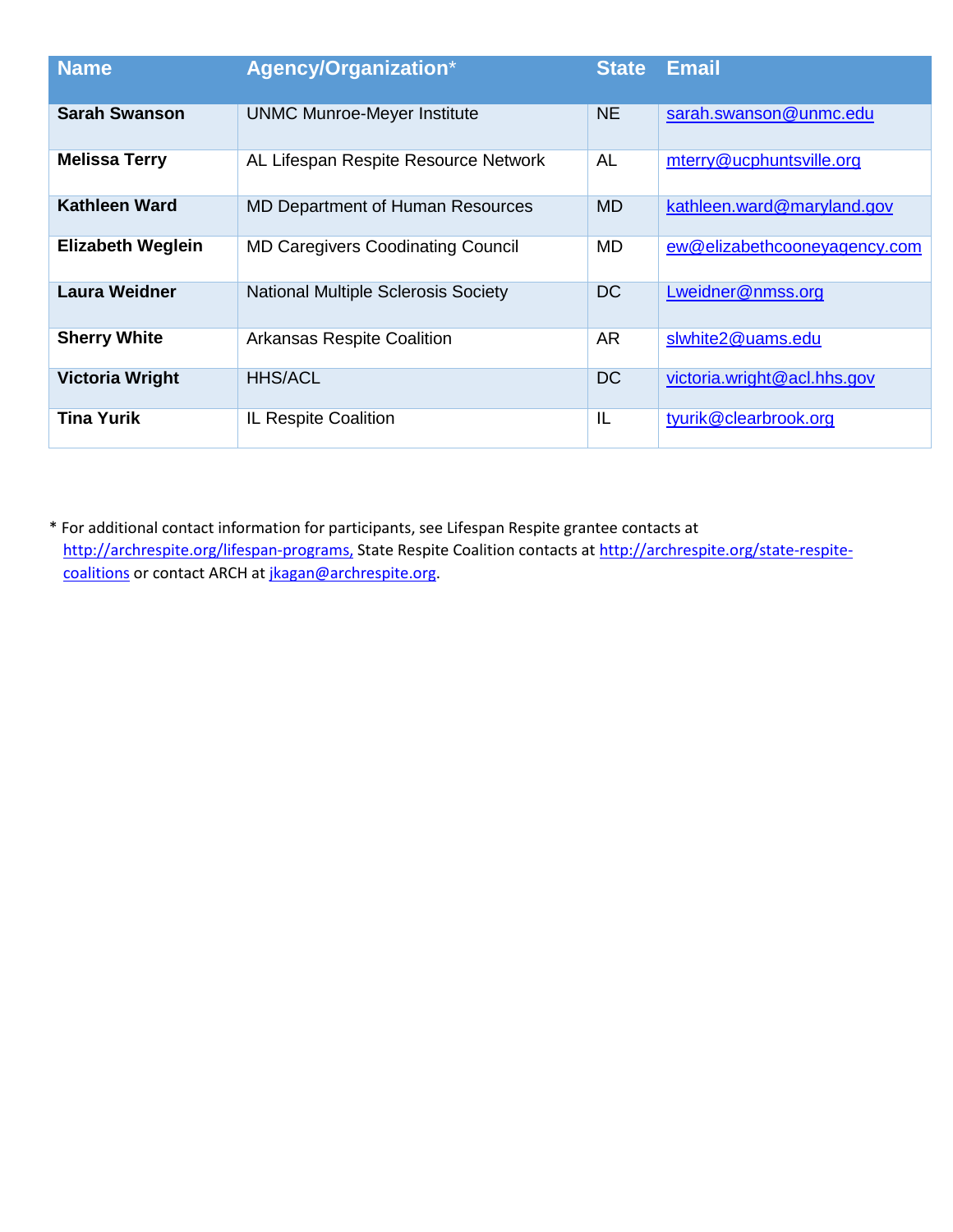| Name | Agency/Organization* | State | Email |
|---|---|---|---|
| **Sarah Swanson** | UNMC Munroe-Meyer Institute | NE | sarah.swanson@unmc.edu |
| **Melissa Terry** | AL Lifespan Respite Resource Network | AL | mterry@ucphuntsville.org |
| **Kathleen Ward** | MD Department of Human Resources | MD | kathleen.ward@maryland.gov |
| **Elizabeth Weglein** | MD Caregivers Coodinating Council | MD | ew@elizabethcooneyagency.com |
| **Laura Weidner** | National Multiple Sclerosis Society | DC | Lweidner@nmss.org |
| **Sherry White** | Arkansas Respite Coalition | AR | slwhite2@uams.edu |
| **Victoria Wright** | HHS/ACL | DC | victoria.wright@acl.hhs.gov |
| **Tina Yurik** | IL Respite Coalition | IL | tyurik@clearbrook.org |

* For additional contact information for participants, see Lifespan Respite grantee contacts at http://archrespite.org/lifespan-programs, State Respite Coalition contacts at http://archrespite.org/state-respite-coalitions or contact ARCH at jkagan@archrespite.org.